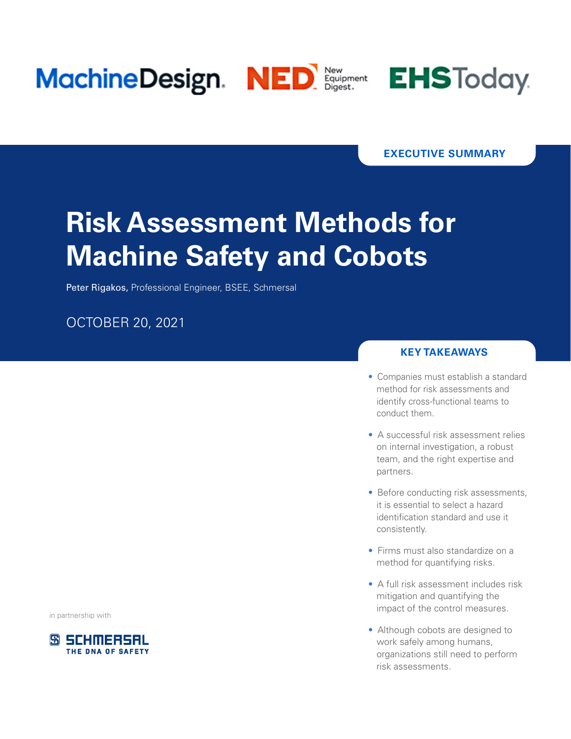MachineDesign. NED New Equipment Digest. EHSToday.

EXECUTIVE SUMMARY

# Risk Assessment Methods for Machine Safety and Cobots

**Peter Rigakos,** Professional Engineer, BSEE, Schmersal

OCTOBER 20, 2021

## KEY TAKEAWAYS

- Companies must establish a standard method for risk assessments and identify cross-functional teams to conduct them.
- A successful risk assessment relies on internal investigation, a robust team, and the right expertise and partners.
- Before conducting risk assessments, it is essential to select a hazard identification standard and use it consistently.
- Firms must also standardize on a method for quantifying risks.
- A full risk assessment includes risk mitigation and quantifying the impact of the control measures.
- Although cobots are designed to work safely among humans, organizations still need to perform risk assessments.

in partnership with

SCHMERSAL
THE DNA OF SAFETY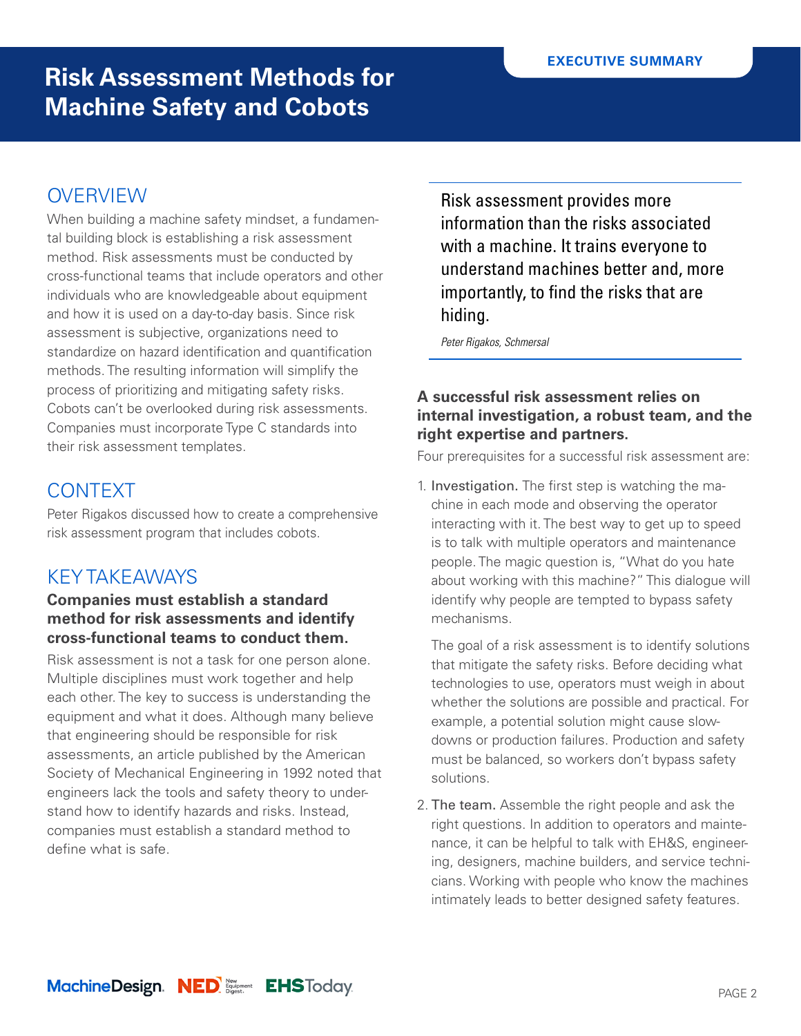# Risk Assessment Methods for Machine Safety and Cobots

EXECUTIVE SUMMARY

## OVERVIEW

When building a machine safety mindset, a fundamental building block is establishing a risk assessment method. Risk assessments must be conducted by cross-functional teams that include operators and other individuals who are knowledgeable about equipment and how it is used on a day-to-day basis. Since risk assessment is subjective, organizations need to standardize on hazard identification and quantification methods. The resulting information will simplify the process of prioritizing and mitigating safety risks. Cobots can't be overlooked during risk assessments. Companies must incorporate Type C standards into their risk assessment templates.

## CONTEXT

Peter Rigakos discussed how to create a comprehensive risk assessment program that includes cobots.

## KEY TAKEAWAYS

**Companies must establish a standard method for risk assessments and identify cross-functional teams to conduct them.**

Risk assessment is not a task for one person alone. Multiple disciplines must work together and help each other. The key to success is understanding the equipment and what it does. Although many believe that engineering should be responsible for risk assessments, an article published by the American Society of Mechanical Engineering in 1992 noted that engineers lack the tools and safety theory to understand how to identify hazards and risks. Instead, companies must establish a standard method to define what is safe.

> Risk assessment provides more information than the risks associated with a machine. It trains everyone to understand machines better and, more importantly, to find the risks that are hiding.
>
> *Peter Rigakos, Schmersal*

**A successful risk assessment relies on internal investigation, a robust team, and the right expertise and partners.**

Four prerequisites for a successful risk assessment are:

1. Investigation. The first step is watching the machine in each mode and observing the operator interacting with it. The best way to get up to speed is to talk with multiple operators and maintenance people. The magic question is, "What do you hate about working with this machine?" This dialogue will identify why people are tempted to bypass safety mechanisms.

   The goal of a risk assessment is to identify solutions that mitigate the safety risks. Before deciding what technologies to use, operators must weigh in about whether the solutions are possible and practical. For example, a potential solution might cause slowdowns or production failures. Production and safety must be balanced, so workers don't bypass safety solutions.

2. The team. Assemble the right people and ask the right questions. In addition to operators and maintenance, it can be helpful to talk with EH&S, engineering, designers, machine builders, and service technicians. Working with people who know the machines intimately leads to better designed safety features.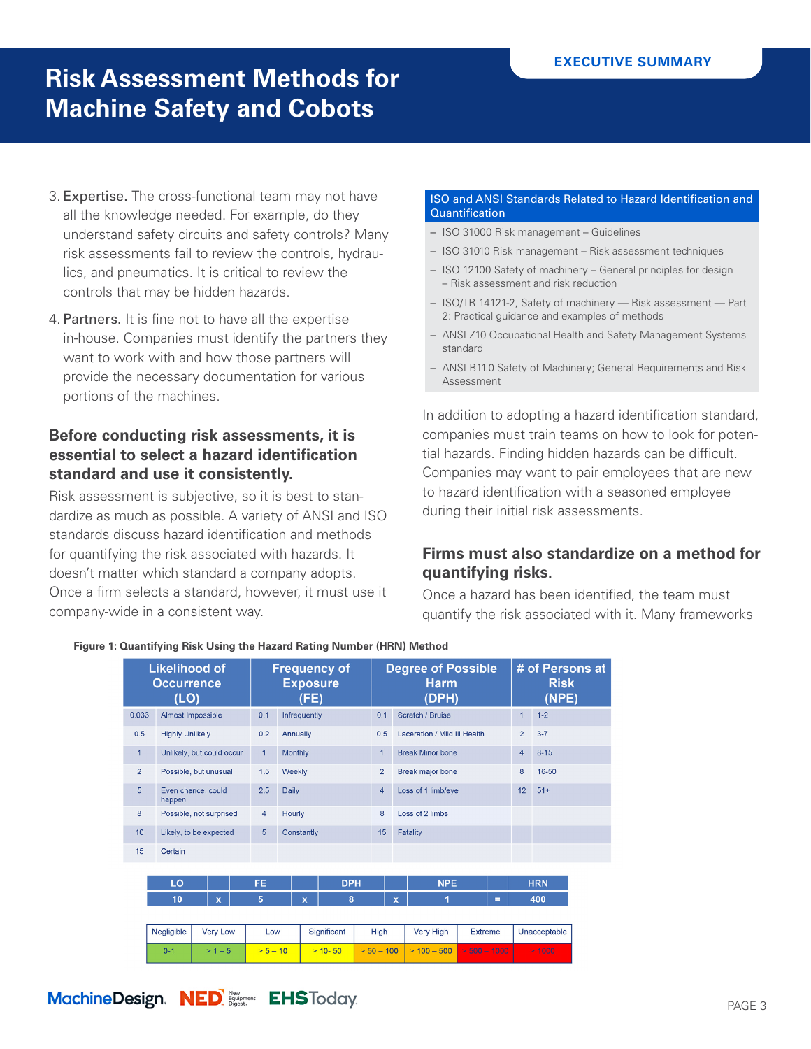# Risk Assessment Methods for Machine Safety and Cobots

3. Expertise. The cross-functional team may not have all the knowledge needed. For example, do they understand safety circuits and safety controls? Many risk assessments fail to review the controls, hydraulics, and pneumatics. It is critical to review the controls that may be hidden hazards.

4. Partners. It is fine not to have all the expertise in-house. Companies must identify the partners they want to work with and how those partners will provide the necessary documentation for various portions of the machines.

## Before conducting risk assessments, it is essential to select a hazard identification standard and use it consistently.

Risk assessment is subjective, so it is best to standardize as much as possible. A variety of ANSI and ISO standards discuss hazard identification and methods for quantifying the risk associated with hazards. It doesn't matter which standard a company adopts. Once a firm selects a standard, however, it must use it company-wide in a consistent way.

**ISO and ANSI Standards Related to Hazard Identification and Quantification**

- ISO 31000 Risk management – Guidelines
- ISO 31010 Risk management – Risk assessment techniques
- ISO 12100 Safety of machinery – General principles for design – Risk assessment and risk reduction
- ISO/TR 14121-2, Safety of machinery — Risk assessment — Part 2: Practical guidance and examples of methods
- ANSI Z10 Occupational Health and Safety Management Systems standard
- ANSI B11.0 Safety of Machinery; General Requirements and Risk Assessment

In addition to adopting a hazard identification standard, companies must train teams on how to look for potential hazards. Finding hidden hazards can be difficult. Companies may want to pair employees that are new to hazard identification with a seasoned employee during their initial risk assessments.

## Firms must also standardize on a method for quantifying risks.

Once a hazard has been identified, the team must quantify the risk associated with it. Many frameworks

**Figure 1: Quantifying Risk Using the Hazard Rating Number (HRN) Method**

| Likelihood of Occurrence (LO) | | Frequency of Exposure (FE) | | Degree of Possible Harm (DPH) | | # of Persons at Risk (NPE) | |
|---|---|---|---|---|---|---|---|
| 0.033 | Almost Impossible | 0.1 | Infrequently | 0.1 | Scratch / Bruise | 1 | 1-2 |
| 0.5 | Highly Unlikely | 0.2 | Annually | 0.5 | Laceration / Mild Ill Health | 2 | 3-7 |
| 1 | Unlikely, but could occur | 1 | Monthly | 1 | Break Minor bone | 4 | 8-15 |
| 2 | Possible, but unusual | 1.5 | Weekly | 2 | Break major bone | 8 | 16-50 |
| 5 | Even chance, could happen | 2.5 | Daily | 4 | Loss of 1 limb/eye | 12 | 51+ |
| 8 | Possible, not surprised | 4 | Hourly | 8 | Loss of 2 limbs | | |
| 10 | Likely, to be expected | 5 | Constantly | 15 | Fatality | | |
| 15 | Certain | | | | | | |

| LO | | FE | | DPH | | NPE | | HRN |
|---|---|---|---|---|---|---|---|---|
| 10 | x | 5 | x | 8 | x | 1 | = | 400 |

| Negligible | Very Low | Low | Significant | High | Very High | Extreme | Unacceptable |
|---|---|---|---|---|---|---|---|
| 0-1 | > 1 – 5 | > 5 – 10 | > 10- 50 | > 50 – 100 | > 100 – 500 | > 500 – 1000 | > 1000 |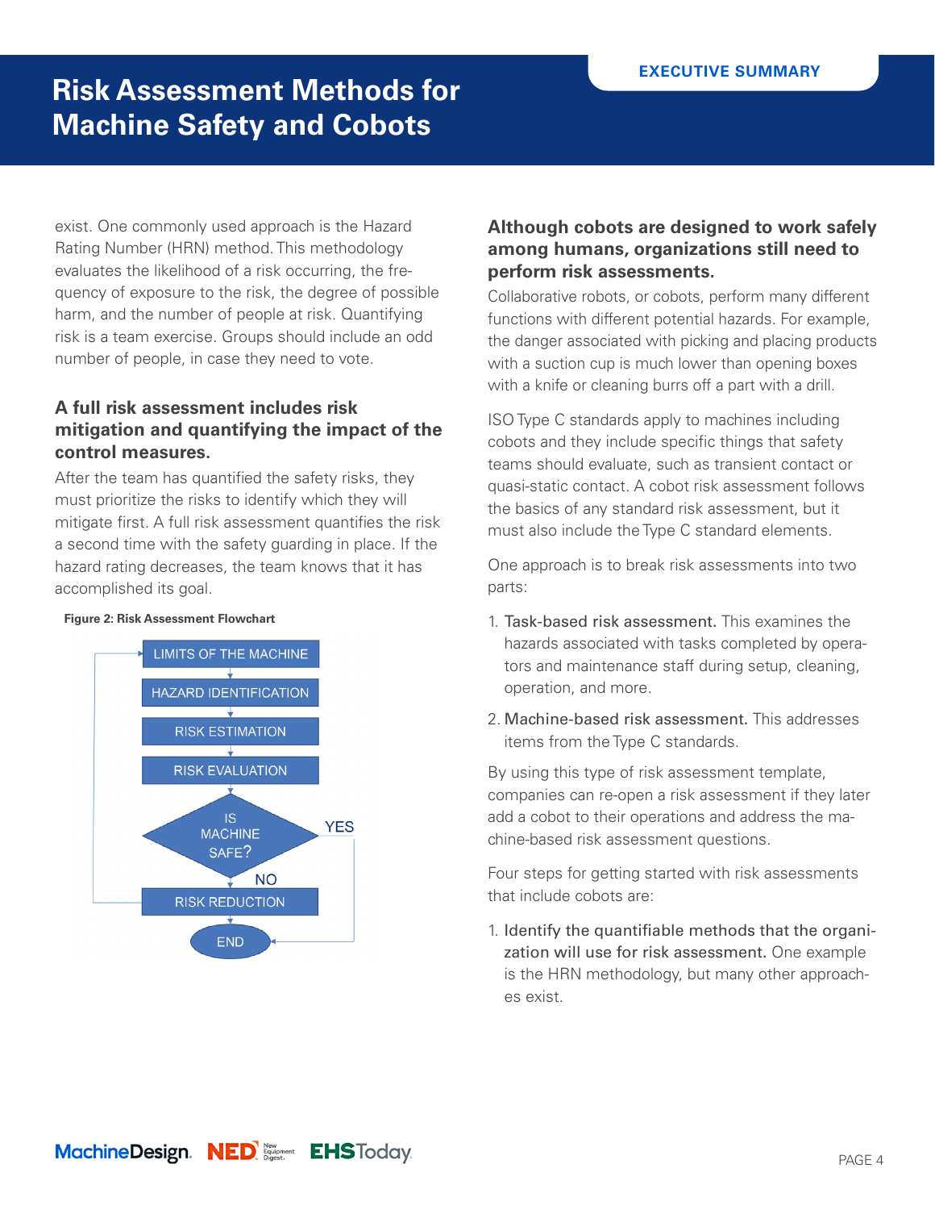# Risk Assessment Methods for Machine Safety and Cobots

exist. One commonly used approach is the Hazard Rating Number (HRN) method. This methodology evaluates the likelihood of a risk occurring, the frequency of exposure to the risk, the degree of possible harm, and the number of people at risk. Quantifying risk is a team exercise. Groups should include an odd number of people, in case they need to vote.

### A full risk assessment includes risk mitigation and quantifying the impact of the control measures.

After the team has quantified the safety risks, they must prioritize the risks to identify which they will mitigate first. A full risk assessment quantifies the risk a second time with the safety guarding in place. If the hazard rating decreases, the team knows that it has accomplished its goal.

**Figure 2: Risk Assessment Flowchart**

LIMITS OF THE MACHINE → HAZARD IDENTIFICATION → RISK ESTIMATION → RISK EVALUATION → IS MACHINE SAFE? (YES → END; NO → RISK REDUCTION → LIMITS OF THE MACHINE)

### Although cobots are designed to work safely among humans, organizations still need to perform risk assessments.

Collaborative robots, or cobots, perform many different functions with different potential hazards. For example, the danger associated with picking and placing products with a suction cup is much lower than opening boxes with a knife or cleaning burrs off a part with a drill.

ISO Type C standards apply to machines including cobots and they include specific things that safety teams should evaluate, such as transient contact or quasi-static contact. A cobot risk assessment follows the basics of any standard risk assessment, but it must also include the Type C standard elements.

One approach is to break risk assessments into two parts:

1. Task-based risk assessment. This examines the hazards associated with tasks completed by operators and maintenance staff during setup, cleaning, operation, and more.
2. Machine-based risk assessment. This addresses items from the Type C standards.

By using this type of risk assessment template, companies can re-open a risk assessment if they later add a cobot to their operations and address the machine-based risk assessment questions.

Four steps for getting started with risk assessments that include cobots are:

1. Identify the quantifiable methods that the organization will use for risk assessment. One example is the HRN methodology, but many other approaches exist.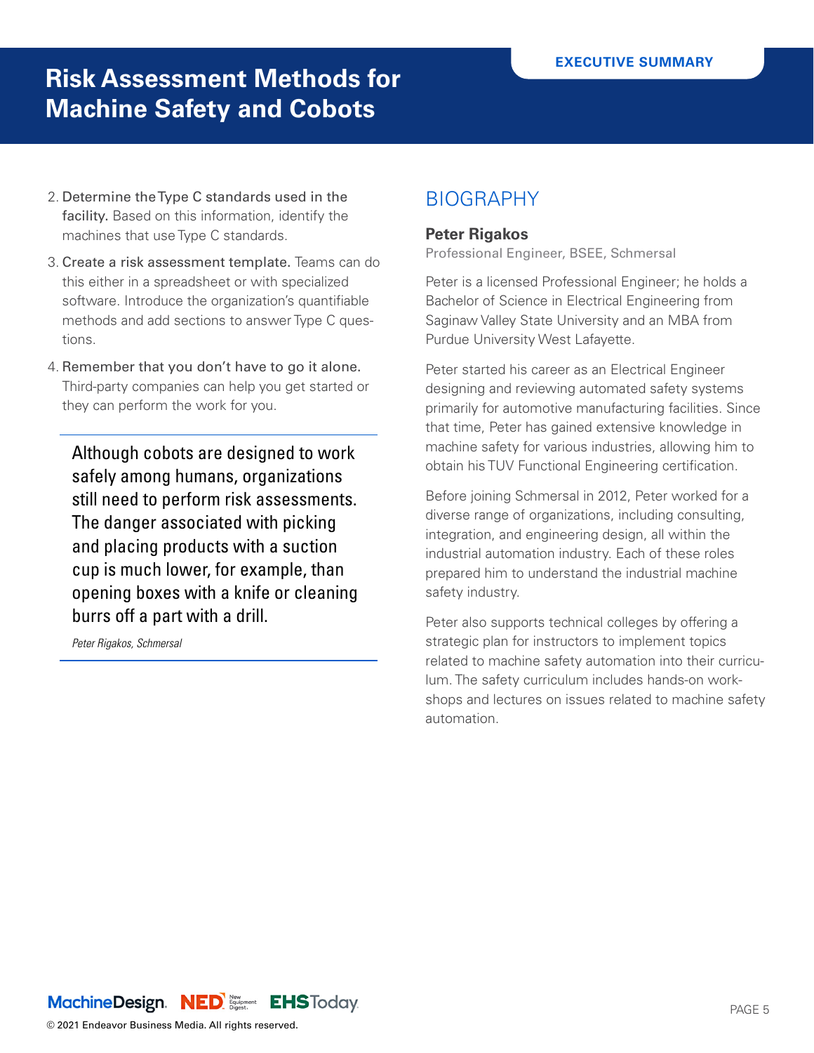2. Determine the Type C standards used in the facility. Based on this information, identify the machines that use Type C standards.
3. Create a risk assessment template. Teams can do this either in a spreadsheet or with specialized software. Introduce the organization's quantifiable methods and add sections to answer Type C questions.
4. Remember that you don't have to go it alone. Third-party companies can help you get started or they can perform the work for you.

> Although cobots are designed to work safely among humans, organizations still need to perform risk assessments. The danger associated with picking and placing products with a suction cup is much lower, for example, than opening boxes with a knife or cleaning burrs off a part with a drill.
>
> *Peter Rigakos, Schmersal*

## BIOGRAPHY

**Peter Rigakos**

Professional Engineer, BSEE, Schmersal

Peter is a licensed Professional Engineer; he holds a Bachelor of Science in Electrical Engineering from Saginaw Valley State University and an MBA from Purdue University West Lafayette.

Peter started his career as an Electrical Engineer designing and reviewing automated safety systems primarily for automotive manufacturing facilities. Since that time, Peter has gained extensive knowledge in machine safety for various industries, allowing him to obtain his TUV Functional Engineering certification.

Before joining Schmersal in 2012, Peter worked for a diverse range of organizations, including consulting, integration, and engineering design, all within the industrial automation industry. Each of these roles prepared him to understand the industrial machine safety industry.

Peter also supports technical colleges by offering a strategic plan for instructors to implement topics related to machine safety automation into their curriculum. The safety curriculum includes hands-on workshops and lectures on issues related to machine safety automation.